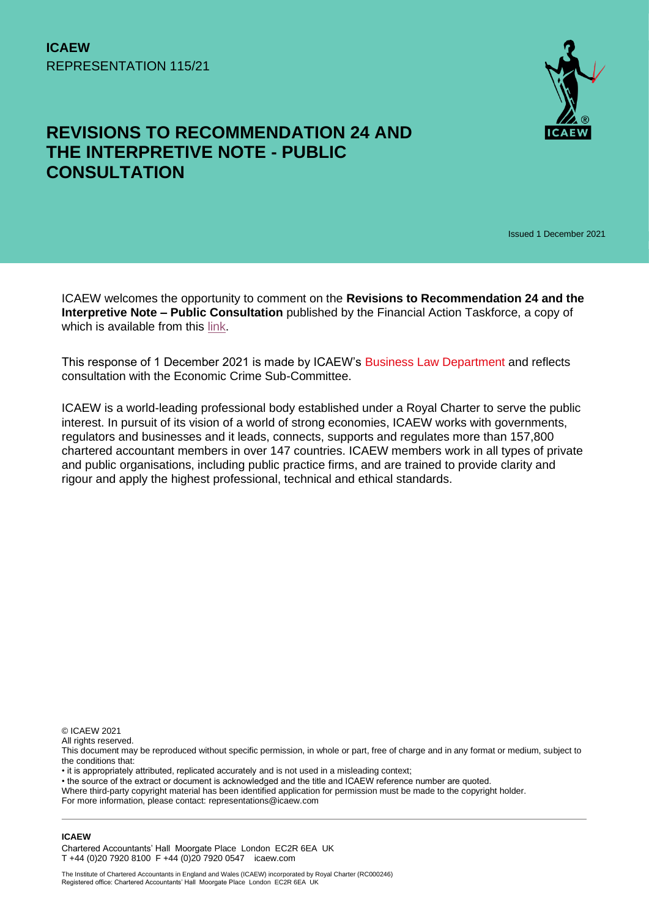**ICAEW**
REPRESENTATION 115/21

# REVISIONS TO RECOMMENDATION 24 AND THE INTERPRETIVE NOTE - PUBLIC CONSULTATION

Issued 1 December 2021

ICAEW welcomes the opportunity to comment on the **Revisions to Recommendation 24 and the Interpretive Note – Public Consultation** published by the Financial Action Taskforce, a copy of which is available from this link.

This response of 1 December 2021 is made by ICAEW's Business Law Department and reflects consultation with the Economic Crime Sub-Committee.

ICAEW is a world-leading professional body established under a Royal Charter to serve the public interest. In pursuit of its vision of a world of strong economies, ICAEW works with governments, regulators and businesses and it leads, connects, supports and regulates more than 157,800 chartered accountant members in over 147 countries. ICAEW members work in all types of private and public organisations, including public practice firms, and are trained to provide clarity and rigour and apply the highest professional, technical and ethical standards.

© ICAEW 2021
All rights reserved.
This document may be reproduced without specific permission, in whole or part, free of charge and in any format or medium, subject to the conditions that:
• it is appropriately attributed, replicated accurately and is not used in a misleading context;
• the source of the extract or document is acknowledged and the title and ICAEW reference number are quoted.
Where third-party copyright material has been identified application for permission must be made to the copyright holder.
For more information, please contact: representations@icaew.com

**ICAEW**
Chartered Accountants' Hall Moorgate Place London EC2R 6EA UK
T +44 (0)20 7920 8100 F +44 (0)20 7920 0547 icaew.com

The Institute of Chartered Accountants in England and Wales (ICAEW) incorporated by Royal Charter (RC000246)
Registered office: Chartered Accountants' Hall Moorgate Place London EC2R 6EA UK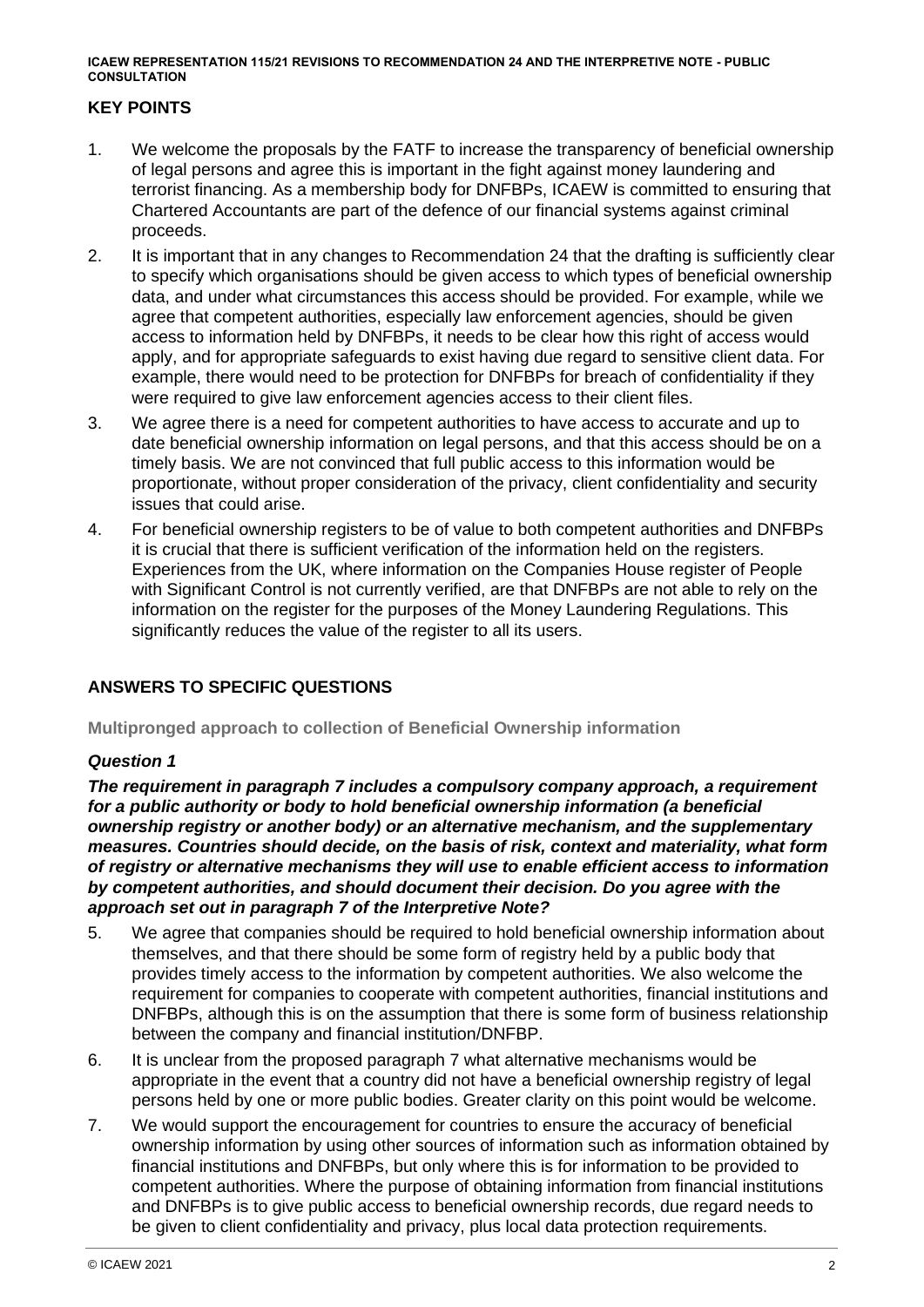## KEY POINTS

1. We welcome the proposals by the FATF to increase the transparency of beneficial ownership of legal persons and agree this is important in the fight against money laundering and terrorist financing. As a membership body for DNFBPs, ICAEW is committed to ensuring that Chartered Accountants are part of the defence of our financial systems against criminal proceeds.
2. It is important that in any changes to Recommendation 24 that the drafting is sufficiently clear to specify which organisations should be given access to which types of beneficial ownership data, and under what circumstances this access should be provided. For example, while we agree that competent authorities, especially law enforcement agencies, should be given access to information held by DNFBPs, it needs to be clear how this right of access would apply, and for appropriate safeguards to exist having due regard to sensitive client data. For example, there would need to be protection for DNFBPs for breach of confidentiality if they were required to give law enforcement agencies access to their client files.
3. We agree there is a need for competent authorities to have access to accurate and up to date beneficial ownership information on legal persons, and that this access should be on a timely basis. We are not convinced that full public access to this information would be proportionate, without proper consideration of the privacy, client confidentiality and security issues that could arise.
4. For beneficial ownership registers to be of value to both competent authorities and DNFBPs it is crucial that there is sufficient verification of the information held on the registers. Experiences from the UK, where information on the Companies House register of People with Significant Control is not currently verified, are that DNFBPs are not able to rely on the information on the register for the purposes of the Money Laundering Regulations. This significantly reduces the value of the register to all its users.

## ANSWERS TO SPECIFIC QUESTIONS

### Multipronged approach to collection of Beneficial Ownership information

#### *Question 1*

***The requirement in paragraph 7 includes a compulsory company approach, a requirement for a public authority or body to hold beneficial ownership information (a beneficial ownership registry or another body) or an alternative mechanism, and the supplementary measures. Countries should decide, on the basis of risk, context and materiality, what form of registry or alternative mechanisms they will use to enable efficient access to information by competent authorities, and should document their decision. Do you agree with the approach set out in paragraph 7 of the Interpretive Note?***

5. We agree that companies should be required to hold beneficial ownership information about themselves, and that there should be some form of registry held by a public body that provides timely access to the information by competent authorities. We also welcome the requirement for companies to cooperate with competent authorities, financial institutions and DNFBPs, although this is on the assumption that there is some form of business relationship between the company and financial institution/DNFBP.
6. It is unclear from the proposed paragraph 7 what alternative mechanisms would be appropriate in the event that a country did not have a beneficial ownership registry of legal persons held by one or more public bodies. Greater clarity on this point would be welcome.
7. We would support the encouragement for countries to ensure the accuracy of beneficial ownership information by using other sources of information such as information obtained by financial institutions and DNFBPs, but only where this is for information to be provided to competent authorities. Where the purpose of obtaining information from financial institutions and DNFBPs is to give public access to beneficial ownership records, due regard needs to be given to client confidentiality and privacy, plus local data protection requirements.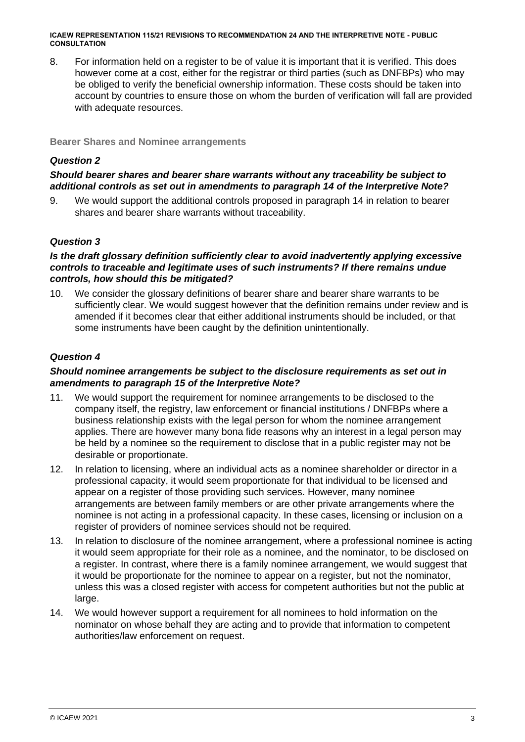8. For information held on a register to be of value it is important that it is verified. This does however come at a cost, either for the registrar or third parties (such as DNFBPs) who may be obliged to verify the beneficial ownership information. These costs should be taken into account by countries to ensure those on whom the burden of verification will fall are provided with adequate resources.

## Bearer Shares and Nominee arrangements

### *Question 2*

***Should bearer shares and bearer share warrants without any traceability be subject to additional controls as set out in amendments to paragraph 14 of the Interpretive Note?***

9. We would support the additional controls proposed in paragraph 14 in relation to bearer shares and bearer share warrants without traceability.

### *Question 3*

***Is the draft glossary definition sufficiently clear to avoid inadvertently applying excessive controls to traceable and legitimate uses of such instruments? If there remains undue controls, how should this be mitigated?***

10. We consider the glossary definitions of bearer share and bearer share warrants to be sufficiently clear. We would suggest however that the definition remains under review and is amended if it becomes clear that either additional instruments should be included, or that some instruments have been caught by the definition unintentionally.

### *Question 4*

***Should nominee arrangements be subject to the disclosure requirements as set out in amendments to paragraph 15 of the Interpretive Note?***

11. We would support the requirement for nominee arrangements to be disclosed to the company itself, the registry, law enforcement or financial institutions / DNFBPs where a business relationship exists with the legal person for whom the nominee arrangement applies. There are however many bona fide reasons why an interest in a legal person may be held by a nominee so the requirement to disclose that in a public register may not be desirable or proportionate.
12. In relation to licensing, where an individual acts as a nominee shareholder or director in a professional capacity, it would seem proportionate for that individual to be licensed and appear on a register of those providing such services. However, many nominee arrangements are between family members or are other private arrangements where the nominee is not acting in a professional capacity. In these cases, licensing or inclusion on a register of providers of nominee services should not be required.
13. In relation to disclosure of the nominee arrangement, where a professional nominee is acting it would seem appropriate for their role as a nominee, and the nominator, to be disclosed on a register. In contrast, where there is a family nominee arrangement, we would suggest that it would be proportionate for the nominee to appear on a register, but not the nominator, unless this was a closed register with access for competent authorities but not the public at large.
14. We would however support a requirement for all nominees to hold information on the nominator on whose behalf they are acting and to provide that information to competent authorities/law enforcement on request.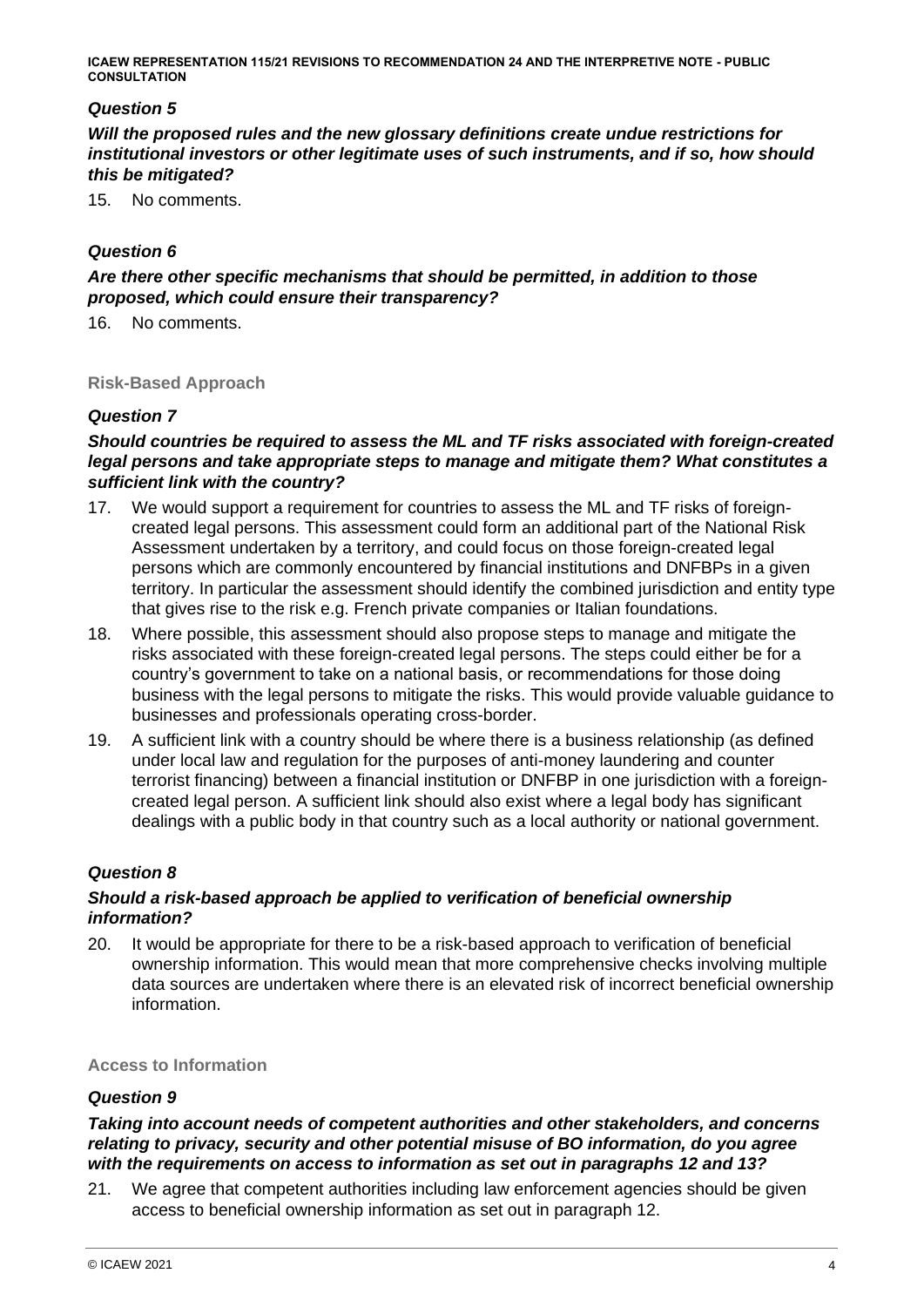### *Question 5*

***Will the proposed rules and the new glossary definitions create undue restrictions for institutional investors or other legitimate uses of such instruments, and if so, how should this be mitigated?***

15. No comments.

### *Question 6*

***Are there other specific mechanisms that should be permitted, in addition to those proposed, which could ensure their transparency?***

16. No comments.

## Risk-Based Approach

### *Question 7*

***Should countries be required to assess the ML and TF risks associated with foreign-created legal persons and take appropriate steps to manage and mitigate them? What constitutes a sufficient link with the country?***

17. We would support a requirement for countries to assess the ML and TF risks of foreign-created legal persons. This assessment could form an additional part of the National Risk Assessment undertaken by a territory, and could focus on those foreign-created legal persons which are commonly encountered by financial institutions and DNFBPs in a given territory. In particular the assessment should identify the combined jurisdiction and entity type that gives rise to the risk e.g. French private companies or Italian foundations.
18. Where possible, this assessment should also propose steps to manage and mitigate the risks associated with these foreign-created legal persons. The steps could either be for a country's government to take on a national basis, or recommendations for those doing business with the legal persons to mitigate the risks. This would provide valuable guidance to businesses and professionals operating cross-border.
19. A sufficient link with a country should be where there is a business relationship (as defined under local law and regulation for the purposes of anti-money laundering and counter terrorist financing) between a financial institution or DNFBP in one jurisdiction with a foreign-created legal person. A sufficient link should also exist where a legal body has significant dealings with a public body in that country such as a local authority or national government.

### *Question 8*

***Should a risk-based approach be applied to verification of beneficial ownership information?***

20. It would be appropriate for there to be a risk-based approach to verification of beneficial ownership information. This would mean that more comprehensive checks involving multiple data sources are undertaken where there is an elevated risk of incorrect beneficial ownership information.

## Access to Information

### *Question 9*

***Taking into account needs of competent authorities and other stakeholders, and concerns relating to privacy, security and other potential misuse of BO information, do you agree with the requirements on access to information as set out in paragraphs 12 and 13?***

21. We agree that competent authorities including law enforcement agencies should be given access to beneficial ownership information as set out in paragraph 12.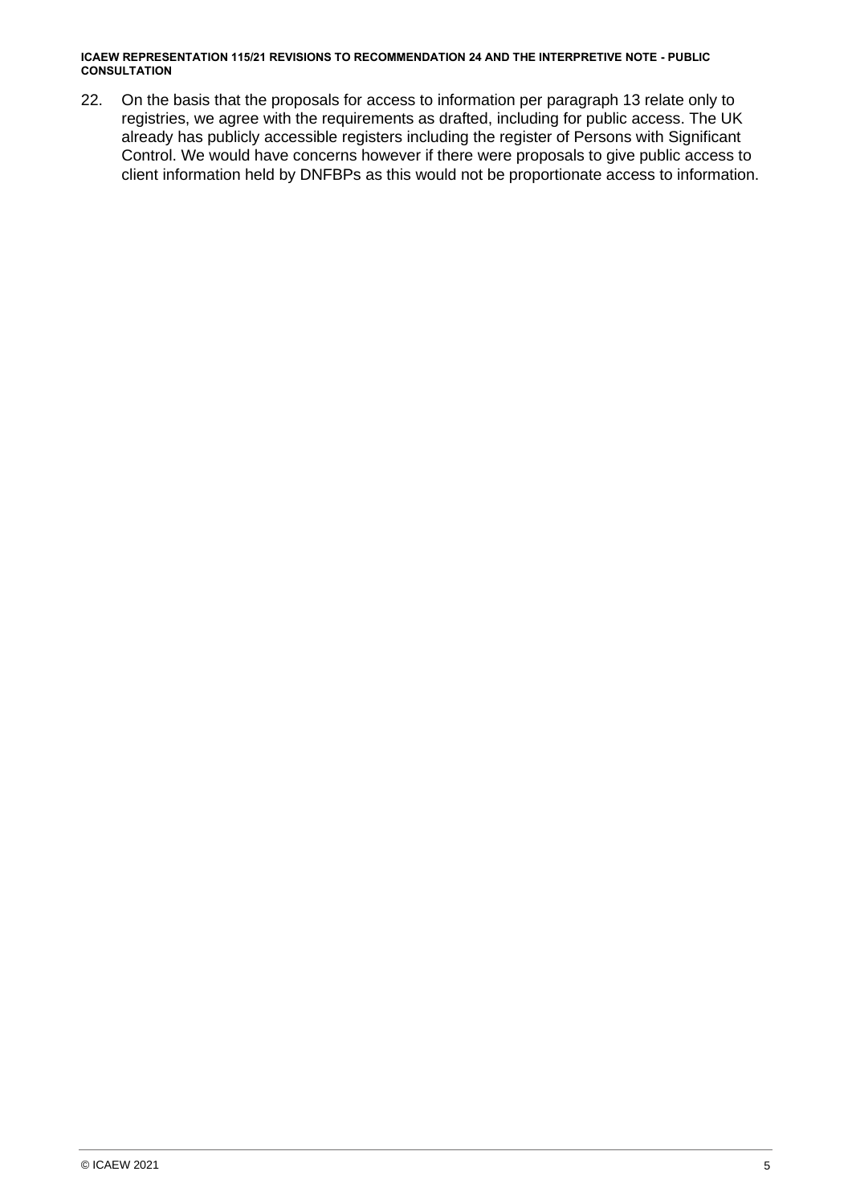22. On the basis that the proposals for access to information per paragraph 13 relate only to registries, we agree with the requirements as drafted, including for public access. The UK already has publicly accessible registers including the register of Persons with Significant Control. We would have concerns however if there were proposals to give public access to client information held by DNFBPs as this would not be proportionate access to information.